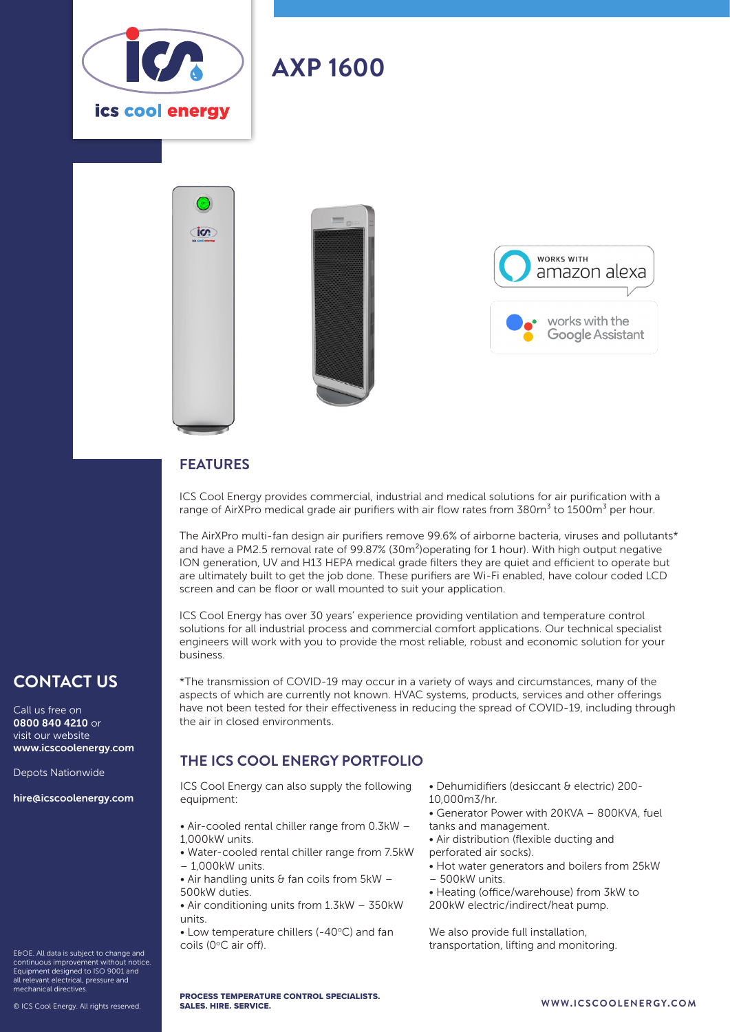# AXP 1600

## FEATURES

ICS Cool Energy provides commercial, industrial and medical solutions for air purification with a range of AirXPro medical grade air purifiers with air flow rates from 380m$^3$ to 1500m$^3$ per hour.

The AirXPro multi-fan design air purifiers remove 99.6% of airborne bacteria, viruses and pollutants* and have a PM2.5 removal rate of 99.87% (30m$^2$)operating for 1 hour). With high output negative ION generation, UV and H13 HEPA medical grade filters they are quiet and efficient to operate but are ultimately built to get the job done. These purifiers are Wi-Fi enabled, have colour coded LCD screen and can be floor or wall mounted to suit your application.

ICS Cool Energy has over 30 years' experience providing ventilation and temperature control solutions for all industrial process and commercial comfort applications. Our technical specialist engineers will work with you to provide the most reliable, robust and economic solution for your business.

*The transmission of COVID-19 may occur in a variety of ways and circumstances, many of the aspects of which are currently not known. HVAC systems, products, services and other offerings have not been tested for their effectiveness in reducing the spread of COVID-19, including through the air in closed environments.

## THE ICS COOL ENERGY PORTFOLIO

ICS Cool Energy can also supply the following equipment:

- Air-cooled rental chiller range from 0.3kW – 1,000kW units.
- Water-cooled rental chiller range from 7.5kW – 1,000kW units.
- Air handling units & fan coils from 5kW – 500kW duties.
- Air conditioning units from 1.3kW – 350kW units.
- Low temperature chillers (-40°C) and fan coils (0°C air off).
- Dehumidifiers (desiccant & electric) 200-10,000m3/hr.
- Generator Power with 20KVA – 800KVA, fuel tanks and management.
- Air distribution (flexible ducting and perforated air socks).
- Hot water generators and boilers from 25kW – 500kW units.
- Heating (office/warehouse) from 3kW to 200kW electric/indirect/heat pump.

We also provide full installation, transportation, lifting and monitoring.

## CONTACT US

Call us free on **0800 840 4210** or visit our website **www.icscoolenergy.com**

Depots Nationwide

**hire@icscoolenergy.com**

E&OE. All data is subject to change and continuous improvement without notice. Equipment designed to ISO 9001 and all relevant electrical, pressure and mechanical directives.

© ICS Cool Energy. All rights reserved.

**PROCESS TEMPERATURE CONTROL SPECIALISTS. SALES. HIRE. SERVICE.**

**WWW.ICSCOOLENERGY.COM**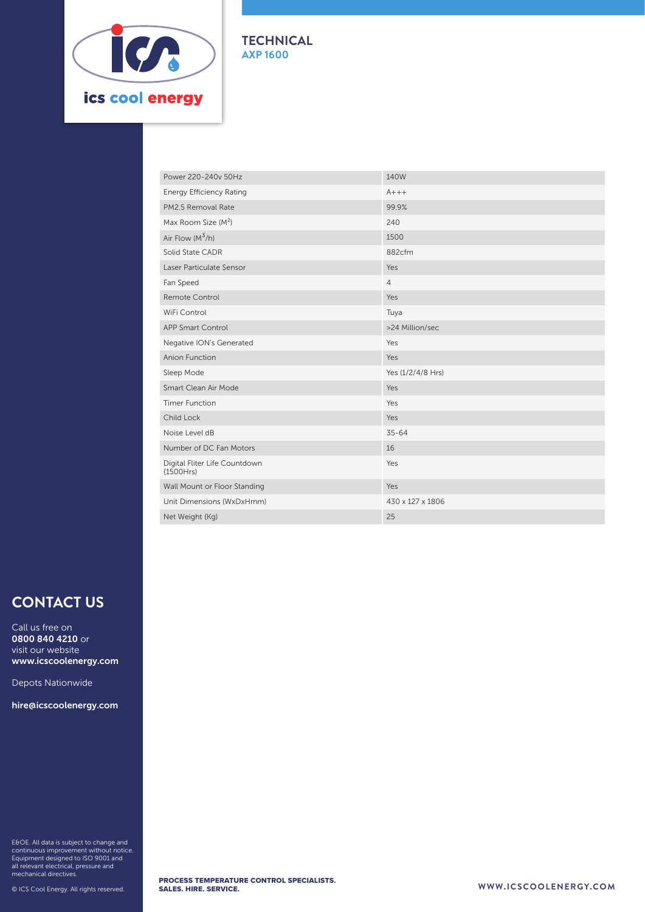# TECHNICAL
## AXP 1600

| | |
|---|---|
| Power 220-240v 50Hz | 140W |
| Energy Efficiency Rating | A+++ |
| PM2.5 Removal Rate | 99.9% |
| Max Room Size ($M^2$) | 240 |
| Air Flow ($M^3$/h) | 1500 |
| Solid State CADR | 882cfm |
| Laser Particulate Sensor | Yes |
| Fan Speed | 4 |
| Remote Control | Yes |
| WiFi Control | Tuya |
| APP Smart Control | >24 Million/sec |
| Negative ION's Generated | Yes |
| Anion Function | Yes |
| Sleep Mode | Yes (1/2/4/8 Hrs) |
| Smart Clean Air Mode | Yes |
| Timer Function | Yes |
| Child Lock | Yes |
| Noise Level dB | 35-64 |
| Number of DC Fan Motors | 16 |
| Digital Fliter Life Countdown (1500Hrs) | Yes |
| Wall Mount or Floor Standing | Yes |
| Unit Dimensions (WxDxHmm) | 430 x 127 x 1806 |
| Net Weight (Kg) | 25 |

## CONTACT US

Call us free on **0800 840 4210** or visit our website **www.icscoolenergy.com**

Depots Nationwide

**hire@icscoolenergy.com**

E&OE. All data is subject to change and continuous improvement without notice. Equipment designed to ISO 9001 and all relevant electrical, pressure and mechanical directives.

© ICS Cool Energy. All rights reserved.

**PROCESS TEMPERATURE CONTROL SPECIALISTS. SALES. HIRE. SERVICE.**

**WWW.ICSCOOLENERGY.COM**